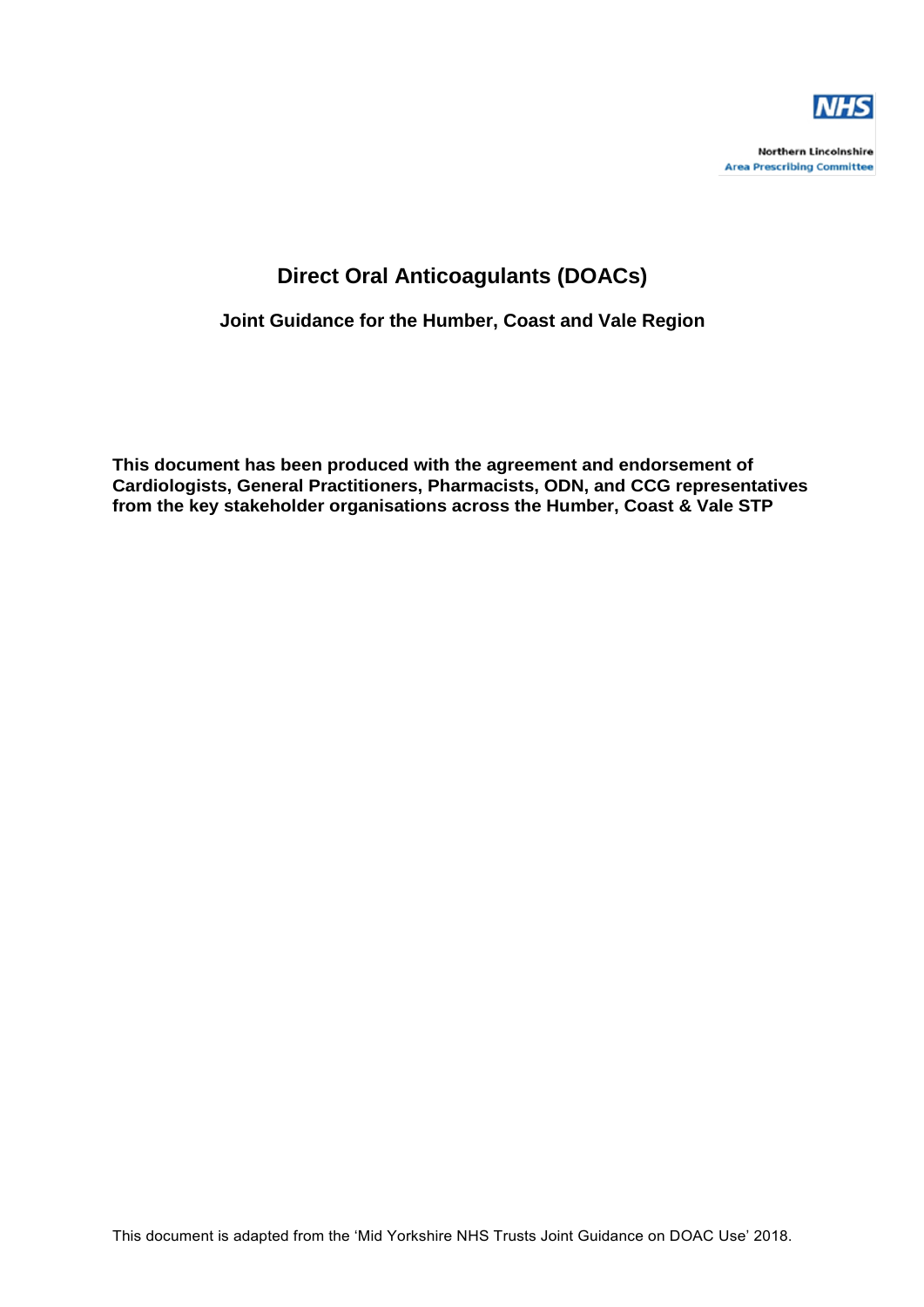NHS

Northern Lincolnshire
Area Prescribing Committee

# Direct Oral Anticoagulants (DOACs)

## Joint Guidance for the Humber, Coast and Vale Region

**This document has been produced with the agreement and endorsement of Cardiologists, General Practitioners, Pharmacists, ODN, and CCG representatives from the key stakeholder organisations across the Humber, Coast & Vale STP**

This document is adapted from the 'Mid Yorkshire NHS Trusts Joint Guidance on DOAC Use' 2018.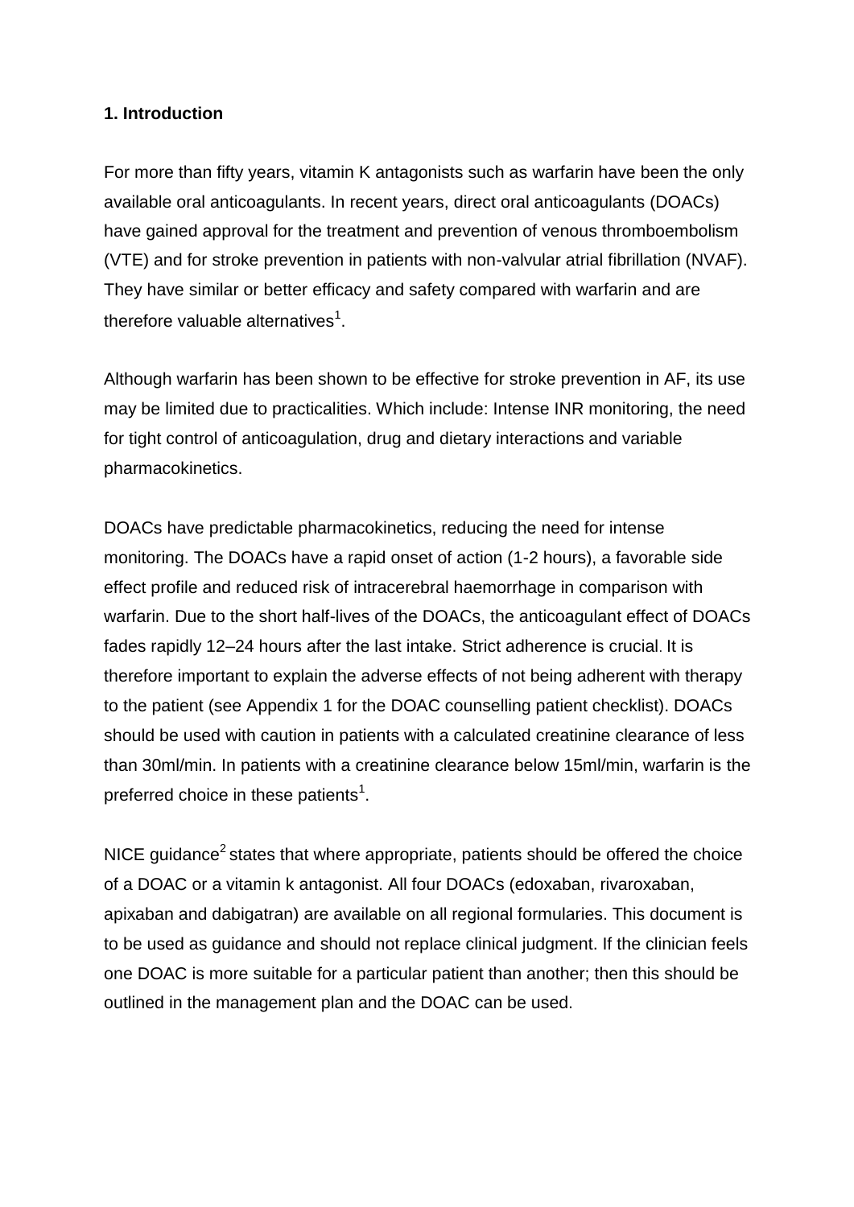**1. Introduction**

For more than fifty years, vitamin K antagonists such as warfarin have been the only available oral anticoagulants. In recent years, direct oral anticoagulants (DOACs) have gained approval for the treatment and prevention of venous thromboembolism (VTE) and for stroke prevention in patients with non-valvular atrial fibrillation (NVAF). They have similar or better efficacy and safety compared with warfarin and are therefore valuable alternatives[1].

Although warfarin has been shown to be effective for stroke prevention in AF, its use may be limited due to practicalities. Which include: Intense INR monitoring, the need for tight control of anticoagulation, drug and dietary interactions and variable pharmacokinetics.

DOACs have predictable pharmacokinetics, reducing the need for intense monitoring. The DOACs have a rapid onset of action (1-2 hours), a favorable side effect profile and reduced risk of intracerebral haemorrhage in comparison with warfarin. Due to the short half-lives of the DOACs, the anticoagulant effect of DOACs fades rapidly 12–24 hours after the last intake. Strict adherence is crucial. It is therefore important to explain the adverse effects of not being adherent with therapy to the patient (see Appendix 1 for the DOAC counselling patient checklist). DOACs should be used with caution in patients with a calculated creatinine clearance of less than 30ml/min. In patients with a creatinine clearance below 15ml/min, warfarin is the preferred choice in these patients[1].

NICE guidance[2] states that where appropriate, patients should be offered the choice of a DOAC or a vitamin k antagonist. All four DOACs (edoxaban, rivaroxaban, apixaban and dabigatran) are available on all regional formularies. This document is to be used as guidance and should not replace clinical judgment. If the clinician feels one DOAC is more suitable for a particular patient than another; then this should be outlined in the management plan and the DOAC can be used.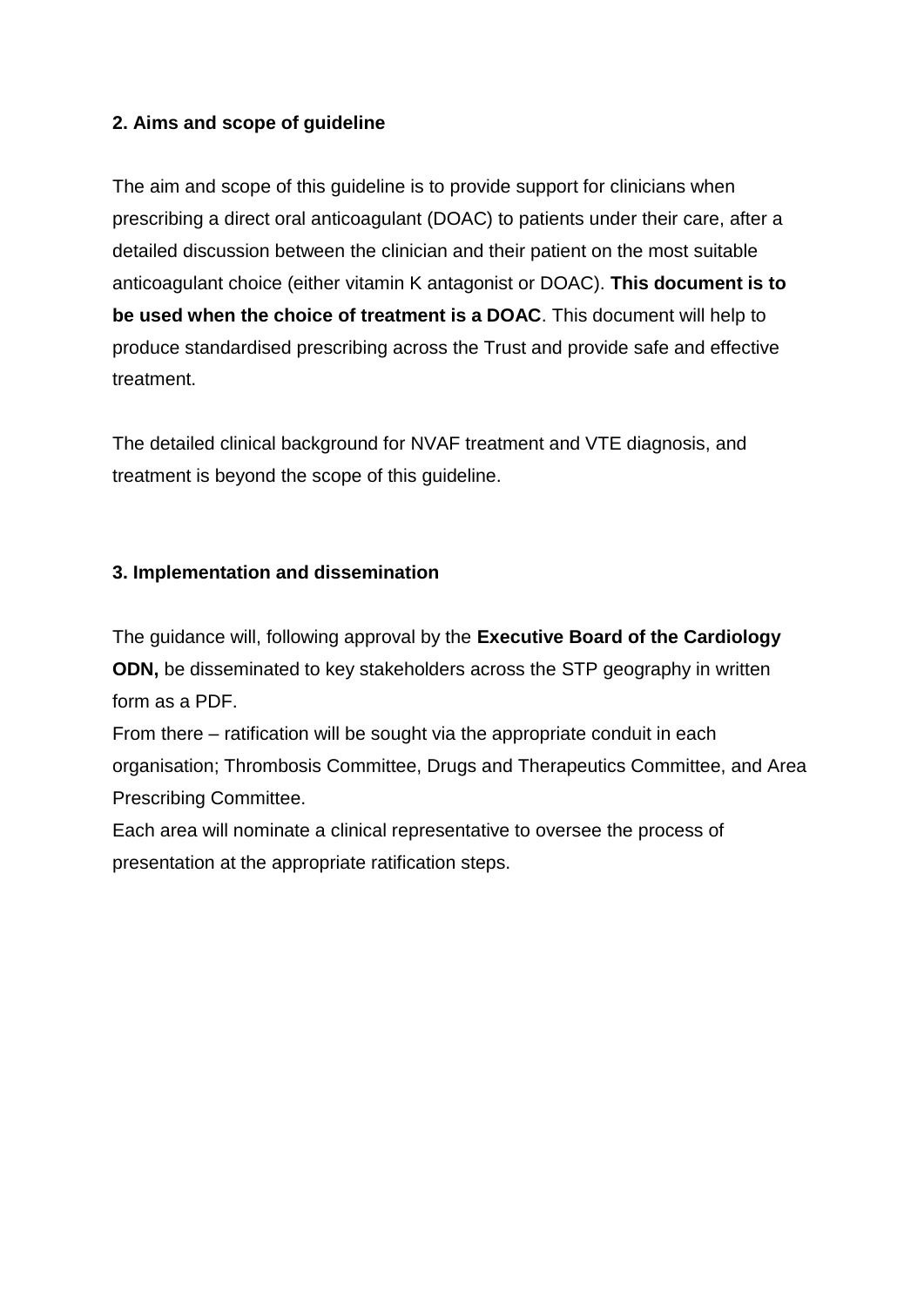## 2. Aims and scope of guideline

The aim and scope of this guideline is to provide support for clinicians when prescribing a direct oral anticoagulant (DOAC) to patients under their care, after a detailed discussion between the clinician and their patient on the most suitable anticoagulant choice (either vitamin K antagonist or DOAC). **This document is to be used when the choice of treatment is a DOAC**. This document will help to produce standardised prescribing across the Trust and provide safe and effective treatment.

The detailed clinical background for NVAF treatment and VTE diagnosis, and treatment is beyond the scope of this guideline.

## 3. Implementation and dissemination

The guidance will, following approval by the **Executive Board of the Cardiology ODN,** be disseminated to key stakeholders across the STP geography in written form as a PDF.
From there – ratification will be sought via the appropriate conduit in each organisation; Thrombosis Committee, Drugs and Therapeutics Committee, and Area Prescribing Committee.
Each area will nominate a clinical representative to oversee the process of presentation at the appropriate ratification steps.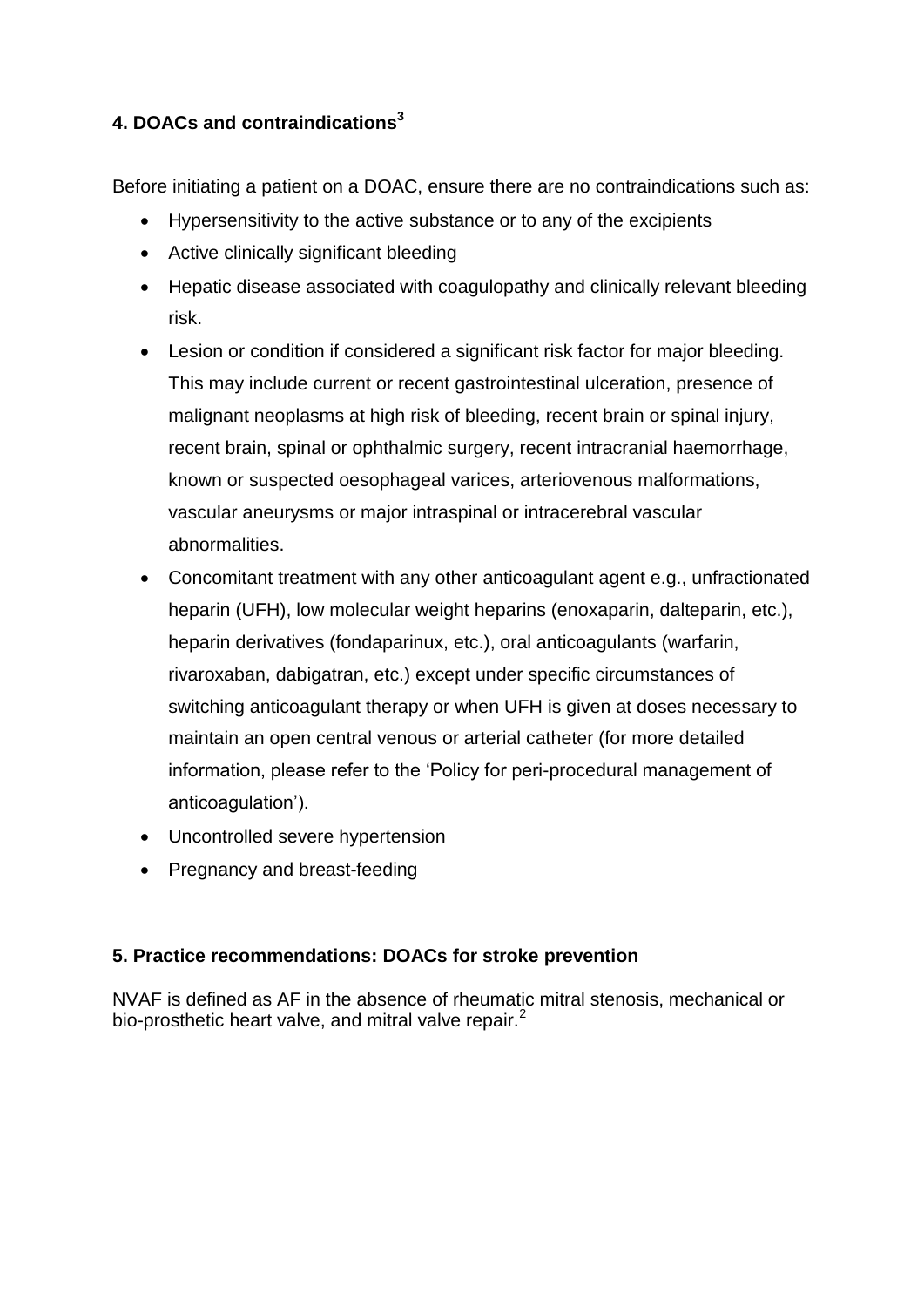## 4. DOACs and contraindications[3]

Before initiating a patient on a DOAC, ensure there are no contraindications such as:

- Hypersensitivity to the active substance or to any of the excipients
- Active clinically significant bleeding
- Hepatic disease associated with coagulopathy and clinically relevant bleeding risk.
- Lesion or condition if considered a significant risk factor for major bleeding. This may include current or recent gastrointestinal ulceration, presence of malignant neoplasms at high risk of bleeding, recent brain or spinal injury, recent brain, spinal or ophthalmic surgery, recent intracranial haemorrhage, known or suspected oesophageal varices, arteriovenous malformations, vascular aneurysms or major intraspinal or intracerebral vascular abnormalities.
- Concomitant treatment with any other anticoagulant agent e.g., unfractionated heparin (UFH), low molecular weight heparins (enoxaparin, dalteparin, etc.), heparin derivatives (fondaparinux, etc.), oral anticoagulants (warfarin, rivaroxaban, dabigatran, etc.) except under specific circumstances of switching anticoagulant therapy or when UFH is given at doses necessary to maintain an open central venous or arterial catheter (for more detailed information, please refer to the 'Policy for peri-procedural management of anticoagulation').
- Uncontrolled severe hypertension
- Pregnancy and breast-feeding

## 5. Practice recommendations: DOACs for stroke prevention

NVAF is defined as AF in the absence of rheumatic mitral stenosis, mechanical or bio-prosthetic heart valve, and mitral valve repair.[2]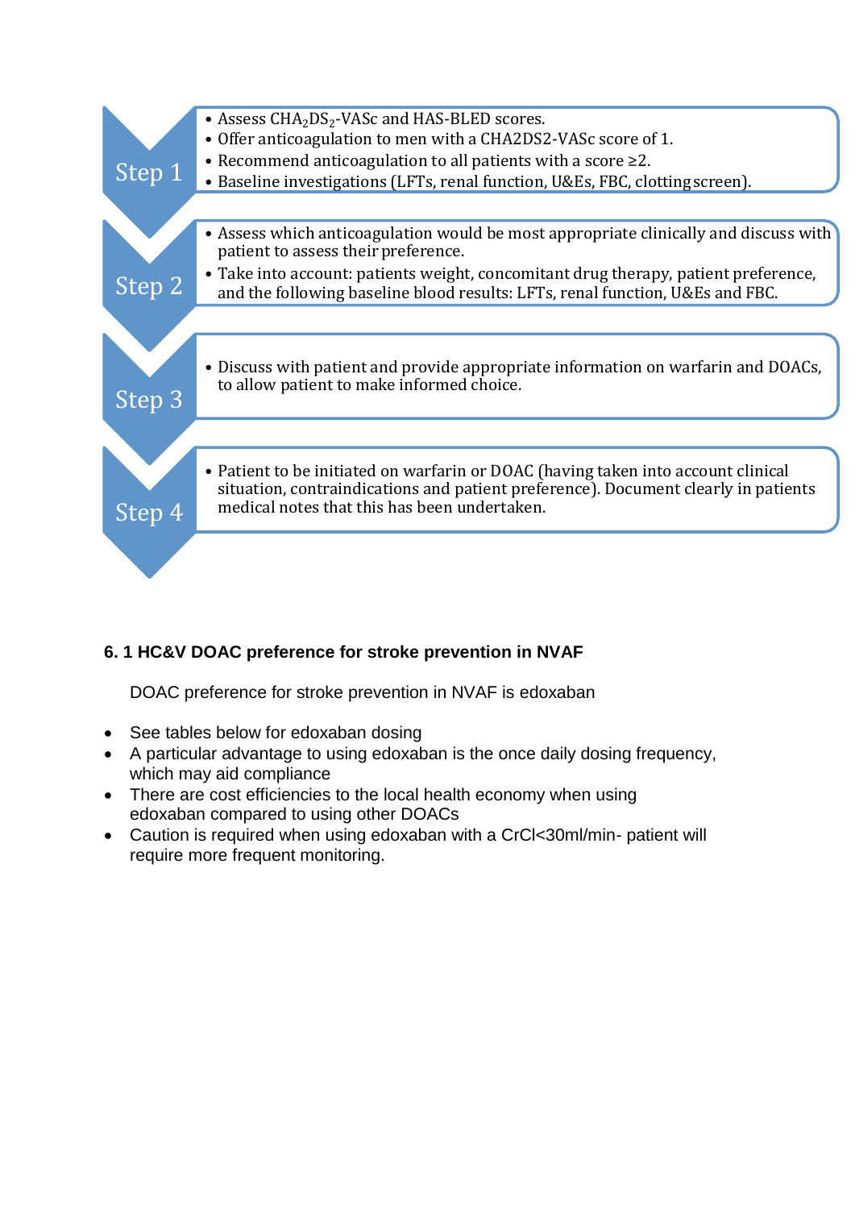**Step 1**

- Assess $CHA_2DS_2$-VASc and HAS-BLED scores.
- Offer anticoagulation to men with a CHA2DS2-VASc score of 1.
- Recommend anticoagulation to all patients with a score ≥2.
- Baseline investigations (LFTs, renal function, U&Es, FBC, clotting screen).

**Step 2**

- Assess which anticoagulation would be most appropriate clinically and discuss with patient to assess their preference.
- Take into account: patients weight, concomitant drug therapy, patient preference, and the following baseline blood results: LFTs, renal function, U&Es and FBC.

**Step 3**

- Discuss with patient and provide appropriate information on warfarin and DOACs, to allow patient to make informed choice.

**Step 4**

- Patient to be initiated on warfarin or DOAC (having taken into account clinical situation, contraindications and patient preference). Document clearly in patients medical notes that this has been undertaken.

### 6. 1 HC&V DOAC preference for stroke prevention in NVAF

DOAC preference for stroke prevention in NVAF is edoxaban

- See tables below for edoxaban dosing
- A particular advantage to using edoxaban is the once daily dosing frequency, which may aid compliance
- There are cost efficiencies to the local health economy when using edoxaban compared to using other DOACs
- Caution is required when using edoxaban with a CrCl<30ml/min- patient will require more frequent monitoring.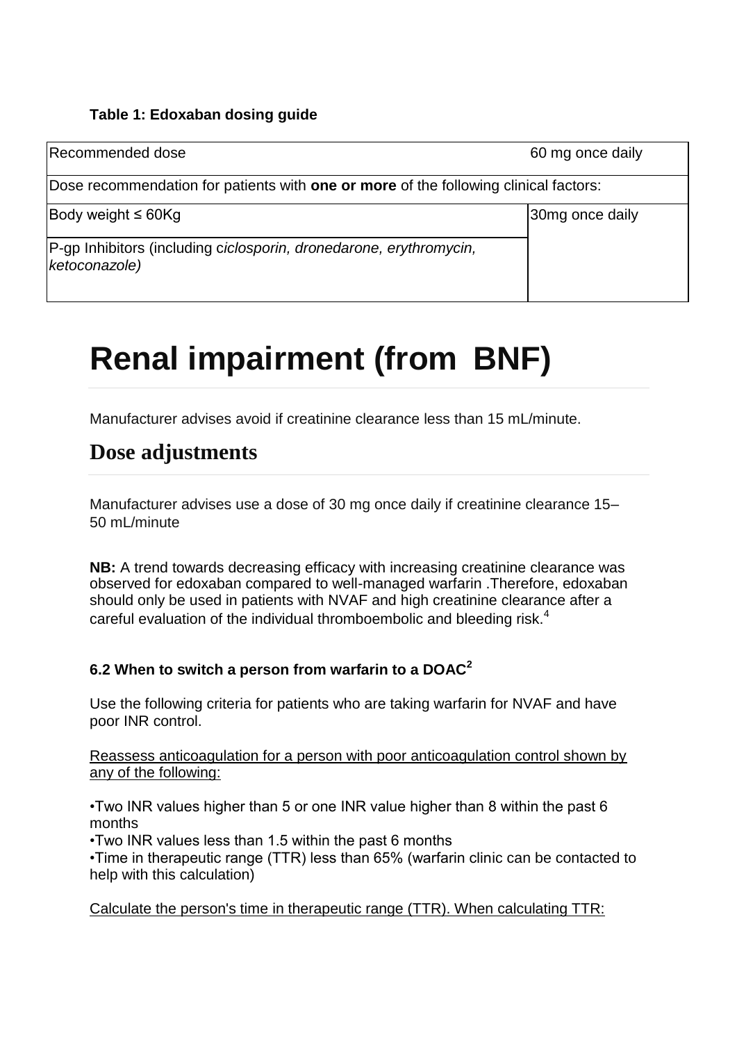**Table 1: Edoxaban dosing guide**

| Recommended dose | 60 mg once daily |
|---|---|
| Dose recommendation for patients with **one or more** of the following clinical factors: | |
| Body weight ≤ 60Kg | 30mg once daily |
| P-gp Inhibitors (including c*iclosporin, dronedarone, erythromycin, ketoconazole)* | |

# Renal impairment (from BNF)

Manufacturer advises avoid if creatinine clearance less than 15 mL/minute.

## Dose adjustments

Manufacturer advises use a dose of 30 mg once daily if creatinine clearance 15–50 mL/minute

**NB:** A trend towards decreasing efficacy with increasing creatinine clearance was observed for edoxaban compared to well-managed warfarin .Therefore, edoxaban should only be used in patients with NVAF and high creatinine clearance after a careful evaluation of the individual thromboembolic and bleeding risk.[4]

### 6.2 When to switch a person from warfarin to a DOAC[2]

Use the following criteria for patients who are taking warfarin for NVAF and have poor INR control.

Reassess anticoagulation for a person with poor anticoagulation control shown by any of the following:

•Two INR values higher than 5 or one INR value higher than 8 within the past 6 months
•Two INR values less than 1.5 within the past 6 months
•Time in therapeutic range (TTR) less than 65% (warfarin clinic can be contacted to help with this calculation)

Calculate the person's time in therapeutic range (TTR). When calculating TTR: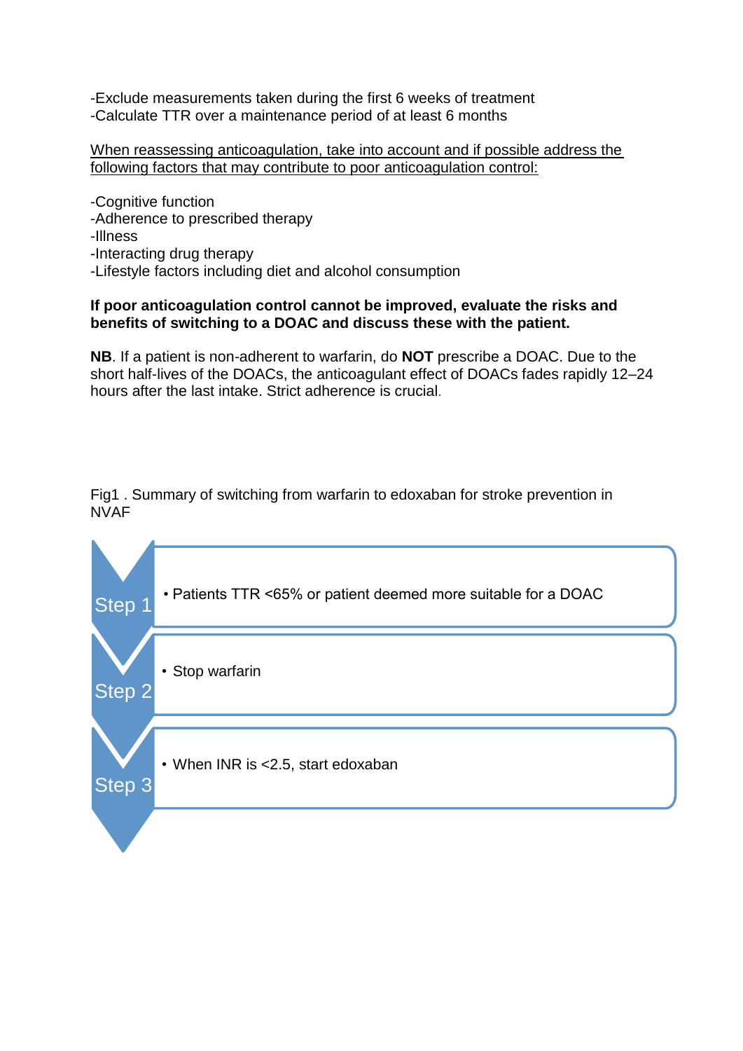-Exclude measurements taken during the first 6 weeks of treatment
-Calculate TTR over a maintenance period of at least 6 months

<u>When reassessing anticoagulation, take into account and if possible address the following factors that may contribute to poor anticoagulation control:</u>

-Cognitive function
-Adherence to prescribed therapy
-Illness
-Interacting drug therapy
-Lifestyle factors including diet and alcohol consumption

**If poor anticoagulation control cannot be improved, evaluate the risks and benefits of switching to a DOAC and discuss these with the patient.**

**NB**. If a patient is non-adherent to warfarin, do **NOT** prescribe a DOAC. Due to the short half-lives of the DOACs, the anticoagulant effect of DOACs fades rapidly 12–24 hours after the last intake. Strict adherence is crucial.

Fig1 . Summary of switching from warfarin to edoxaban for stroke prevention in NVAF

**Step 1**
- Patients TTR <65% or patient deemed more suitable for a DOAC

**Step 2**
- Stop warfarin

**Step 3**
- When INR is <2.5, start edoxaban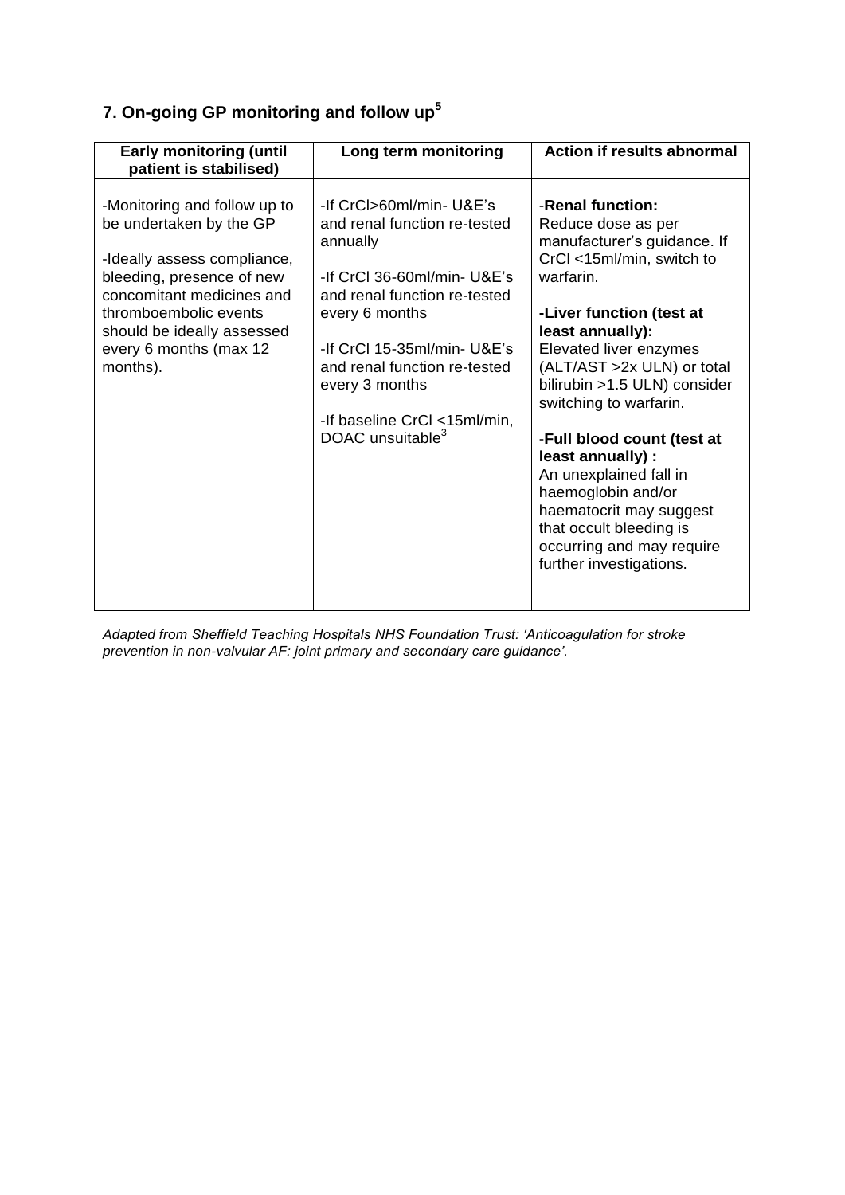## 7. On-going GP monitoring and follow up[5]

| Early monitoring (until patient is stabilised) | Long term monitoring | Action if results abnormal |
|---|---|---|
| -Monitoring and follow up to be undertaken by the GP<br><br>-Ideally assess compliance, bleeding, presence of new concomitant medicines and thromboembolic events should be ideally assessed every 6 months (max 12 months). | -If CrCl>60ml/min- U&E's and renal function re-tested annually<br><br>-If CrCl 36-60ml/min- U&E's and renal function re-tested every 6 months<br><br>-If CrCl 15-35ml/min- U&E's and renal function re-tested every 3 months<br><br>-If baseline CrCl <15ml/min, DOAC unsuitable[3] | -**Renal function:**<br>Reduce dose as per manufacturer's guidance. If CrCl <15ml/min, switch to warfarin.<br><br>**-Liver function (test at least annually):**<br>Elevated liver enzymes (ALT/AST >2x ULN) or total bilirubin >1.5 ULN) consider switching to warfarin.<br><br>-**Full blood count (test at least annually) :**<br>An unexplained fall in haemoglobin and/or haematocrit may suggest that occult bleeding is occurring and may require further investigations. |

*Adapted from Sheffield Teaching Hospitals NHS Foundation Trust: 'Anticoagulation for stroke prevention in non-valvular AF: joint primary and secondary care guidance'.*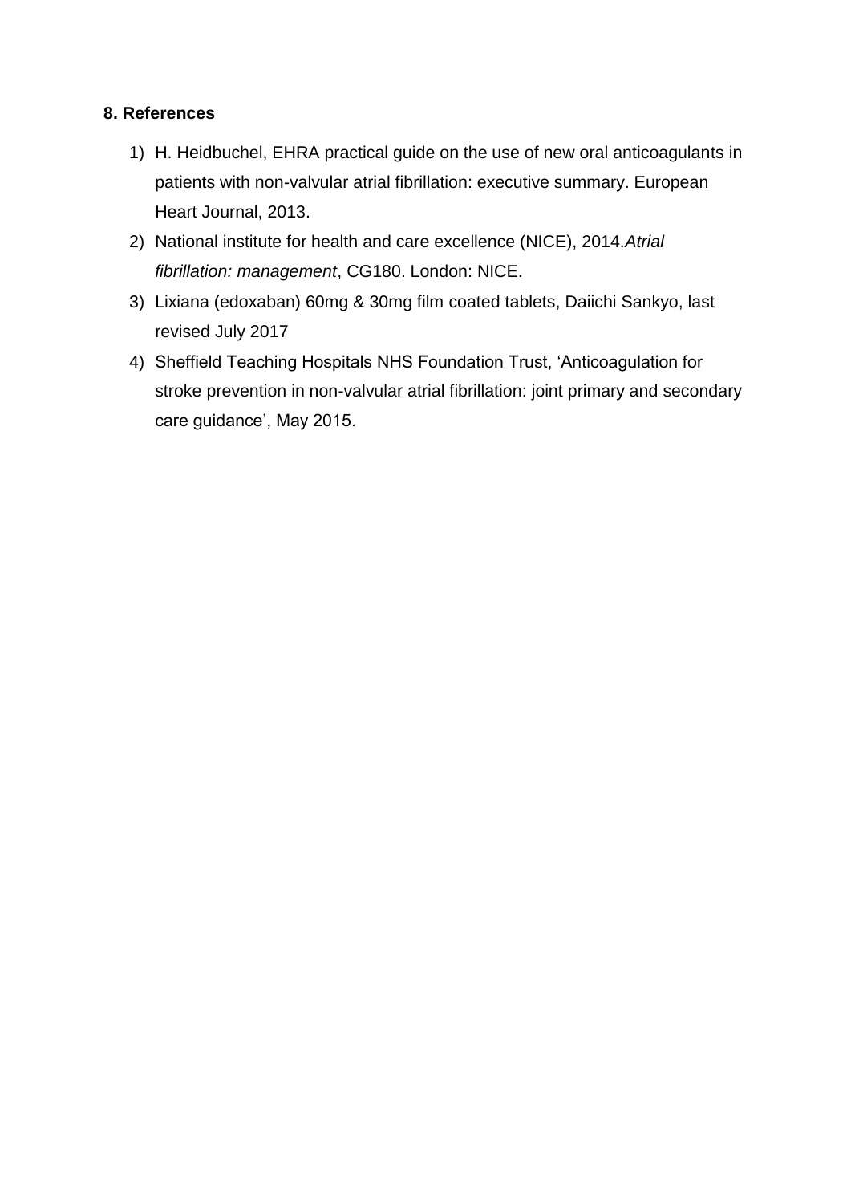## 8. References

1) H. Heidbuchel, EHRA practical guide on the use of new oral anticoagulants in patients with non-valvular atrial fibrillation: executive summary. European Heart Journal, 2013.
2) National institute for health and care excellence (NICE), 2014.*Atrial fibrillation: management*, CG180. London: NICE.
3) Lixiana (edoxaban) 60mg & 30mg film coated tablets, Daiichi Sankyo, last revised July 2017
4) Sheffield Teaching Hospitals NHS Foundation Trust, 'Anticoagulation for stroke prevention in non-valvular atrial fibrillation: joint primary and secondary care guidance', May 2015.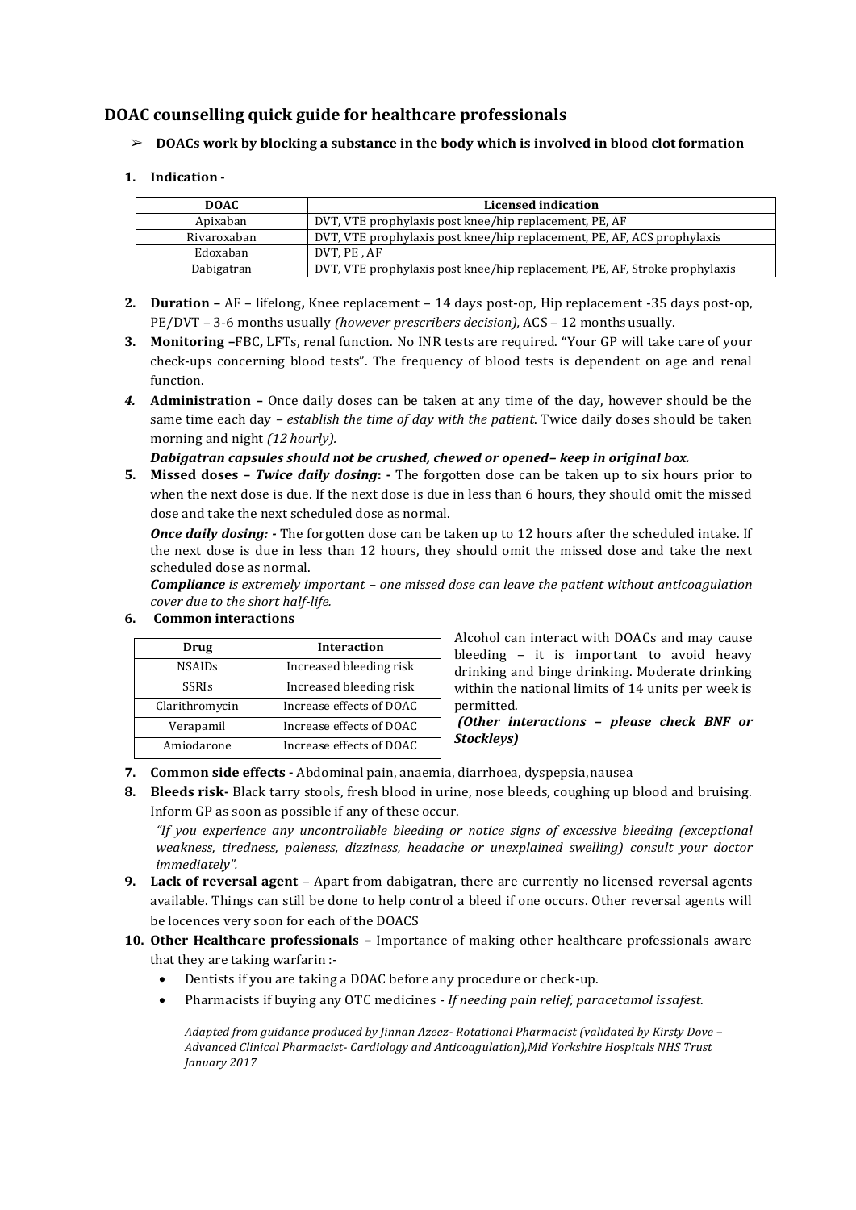## DOAC counselling quick guide for healthcare professionals

➢ **DOACs work by blocking a substance in the body which is involved in blood clot formation**

1. **Indication** -

| DOAC | Licensed indication |
|---|---|
| Apixaban | DVT, VTE prophylaxis post knee/hip replacement, PE, AF |
| Rivaroxaban | DVT, VTE prophylaxis post knee/hip replacement, PE, AF, ACS prophylaxis |
| Edoxaban | DVT, PE , AF |
| Dabigatran | DVT, VTE prophylaxis post knee/hip replacement, PE, AF, Stroke prophylaxis |

2. **Duration –** AF – lifelong**,** Knee replacement – 14 days post-op, Hip replacement -35 days post-op, PE/DVT – 3-6 months usually *(however prescribers decision),* ACS – 12 months usually.
3. **Monitoring –**FBC**,** LFTs, renal function. No INR tests are required. "Your GP will take care of your check-ups concerning blood tests". The frequency of blood tests is dependent on age and renal function.
4. **Administration –** Once daily doses can be taken at any time of the day, however should be the same time each day – *establish the time of day with the patient.* Twice daily doses should be taken morning and night *(12 hourly).*

   ***Dabigatran capsules should not be crushed, chewed or opened– keep in original box.***
5. **Missed doses –** ***Twice daily dosing*: -** The forgotten dose can be taken up to six hours prior to when the next dose is due. If the next dose is due in less than 6 hours, they should omit the missed dose and take the next scheduled dose as normal.

   ***Once daily dosing: -*** The forgotten dose can be taken up to 12 hours after the scheduled intake. If the next dose is due in less than 12 hours, they should omit the missed dose and take the next scheduled dose as normal.

   ***Compliance*** *is extremely important – one missed dose can leave the patient without anticoagulation cover due to the short half-life.*
6. **Common interactions**

| Drug | Interaction |
|---|---|
| NSAIDs | Increased bleeding risk |
| SSRIs | Increased bleeding risk |
| Clarithromycin | Increase effects of DOAC |
| Verapamil | Increase effects of DOAC |
| Amiodarone | Increase effects of DOAC |

Alcohol can interact with DOACs and may cause bleeding – it is important to avoid heavy drinking and binge drinking. Moderate drinking within the national limits of 14 units per week is permitted.

***(Other interactions – please check BNF or Stockleys)***

7. **Common side effects -** Abdominal pain, anaemia, diarrhoea, dyspepsia, nausea
8. **Bleeds risk-** Black tarry stools, fresh blood in urine, nose bleeds, coughing up blood and bruising. Inform GP as soon as possible if any of these occur.

   *"If you experience any uncontrollable bleeding or notice signs of excessive bleeding (exceptional weakness, tiredness, paleness, dizziness, headache or unexplained swelling) consult your doctor immediately".*
9. **Lack of reversal agent** – Apart from dabigatran, there are currently no licensed reversal agents available. Things can still be done to help control a bleed if one occurs. Other reversal agents will be locences very soon for each of the DOACS
10. **Other Healthcare professionals –** Importance of making other healthcare professionals aware that they are taking warfarin :-
    - Dentists if you are taking a DOAC before any procedure or check-up.
    - Pharmacists if buying any OTC medicines - *If needing pain relief, paracetamol is safest.*

*Adapted from guidance produced by Jinnan Azeez- Rotational Pharmacist (validated by Kirsty Dove – Advanced Clinical Pharmacist- Cardiology and Anticoagulation), Mid Yorkshire Hospitals NHS Trust January 2017*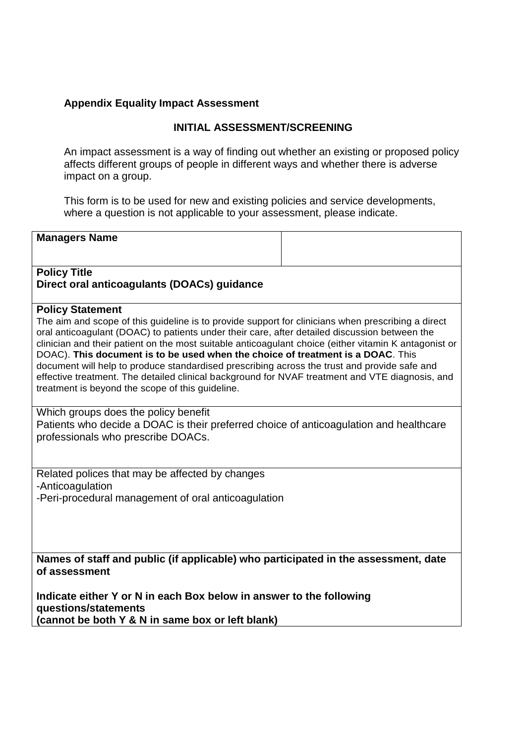**Appendix Equality Impact Assessment**

**INITIAL ASSESSMENT/SCREENING**

An impact assessment is a way of finding out whether an existing or proposed policy affects different groups of people in different ways and whether there is adverse impact on a group.

This form is to be used for new and existing policies and service developments, where a question is not applicable to your assessment, please indicate.

| **Managers Name** | |
|---|---|
| **Policy Title**<br>**Direct oral anticoagulants (DOACs) guidance** | |
| **Policy Statement**<br>The aim and scope of this guideline is to provide support for clinicians when prescribing a direct oral anticoagulant (DOAC) to patients under their care, after detailed discussion between the clinician and their patient on the most suitable anticoagulant choice (either vitamin K antagonist or DOAC). **This document is to be used when the choice of treatment is a DOAC**. This document will help to produce standardised prescribing across the trust and provide safe and effective treatment. The detailed clinical background for NVAF treatment and VTE diagnosis, and treatment is beyond the scope of this guideline. | |
| Which groups does the policy benefit<br>Patients who decide a DOAC is their preferred choice of anticoagulation and healthcare professionals who prescribe DOACs. | |
| Related polices that may be affected by changes<br>-Anticoagulation<br>-Peri-procedural management of oral anticoagulation | |
| **Names of staff and public (if applicable) who participated in the assessment, date of assessment**<br><br>**Indicate either Y or N in each Box below in answer to the following questions/statements**<br>**(cannot be both Y & N in same box or left blank)** | |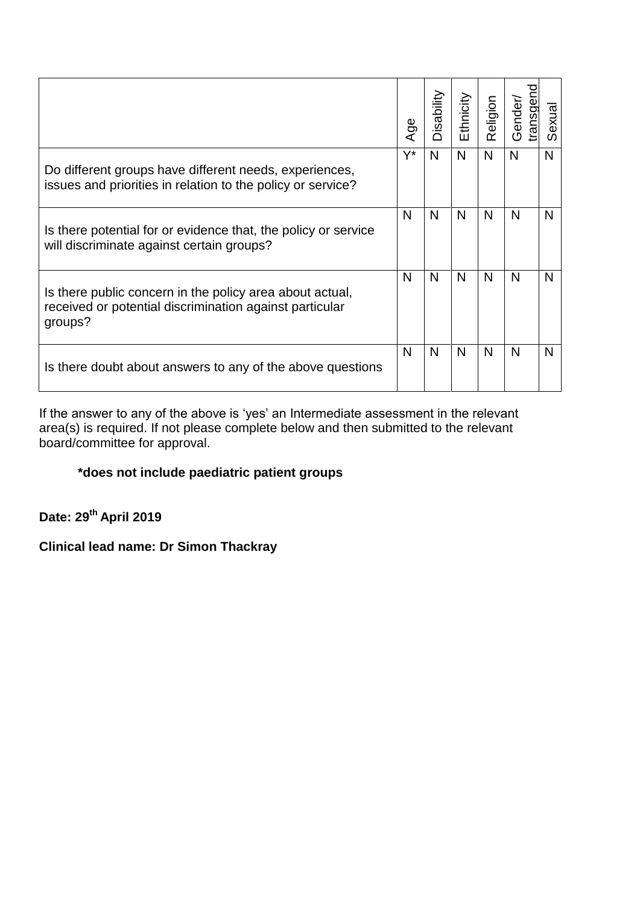| | Age | Disability | Ethnicity | Religion | Gender/ transgend | Sexual |
|---|---|---|---|---|---|---|
| Do different groups have different needs, experiences, issues and priorities in relation to the policy or service? | Y* | N | N | N | N | N |
| Is there potential for or evidence that, the policy or service will discriminate against certain groups? | N | N | N | N | N | N |
| Is there public concern in the policy area about actual, received or potential discrimination against particular groups? | N | N | N | N | N | N |
| Is there doubt about answers to any of the above questions | N | N | N | N | N | N |

If the answer to any of the above is 'yes' an Intermediate assessment in the relevant area(s) is required. If not please complete below and then submitted to the relevant board/committee for approval.

**\*does not include paediatric patient groups**

**Date: 29th April 2019**

**Clinical lead name: Dr Simon Thackray**